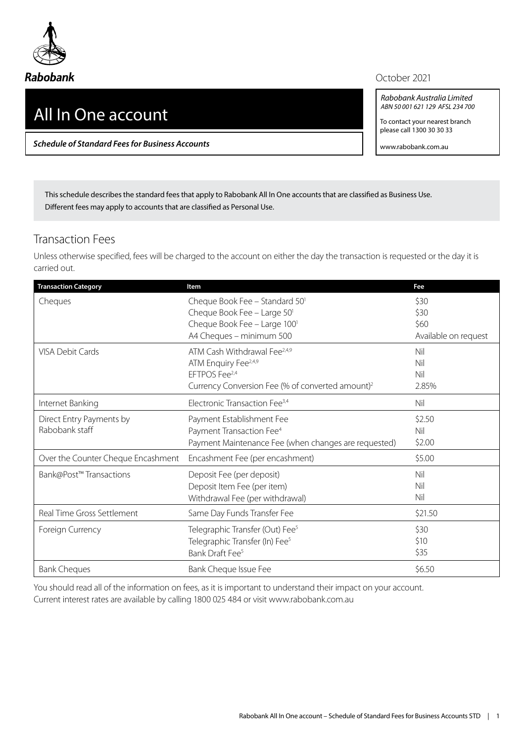Rabobank

October 2021

# All In One account

***Schedule of Standard Fees for Business Accounts***

*Rabobank Australia Limited*
*ABN 50 001 621 129 AFSL 234 700*

To contact your nearest branch please call 1300 30 30 33

www.rabobank.com.au

This schedule describes the standard fees that apply to Rabobank All In One accounts that are classified as Business Use. Different fees may apply to accounts that are classified as Personal Use.

## Transaction Fees

Unless otherwise specified, fees will be charged to the account on either the day the transaction is requested or the day it is carried out.

| Transaction Category | Item | Fee |
|---|---|---|
| Cheques | Cheque Book Fee – Standard 50[1]<br>Cheque Book Fee – Large 50[1]<br>Cheque Book Fee – Large 100[1]<br>A4 Cheques – minimum 500 | \$30<br>\$30<br>\$60<br>Available on request |
| VISA Debit Cards | ATM Cash Withdrawal Fee[2,4,9]<br>ATM Enquiry Fee[2,4,9]<br>EFTPOS Fee[2,4]<br>Currency Conversion Fee (% of converted amount)[2] | Nil<br>Nil<br>Nil<br>2.85% |
| Internet Banking | Electronic Transaction Fee[3,4] | Nil |
| Direct Entry Payments by Rabobank staff | Payment Establishment Fee<br>Payment Transaction Fee[4]<br>Payment Maintenance Fee (when changes are requested) | \$2.50<br>Nil<br>\$2.00 |
| Over the Counter Cheque Encashment | Encashment Fee (per encashment) | \$5.00 |
| Bank@Post™ Transactions | Deposit Fee (per deposit)<br>Deposit Item Fee (per item)<br>Withdrawal Fee (per withdrawal) | Nil<br>Nil<br>Nil |
| Real Time Gross Settlement | Same Day Funds Transfer Fee | \$21.50 |
| Foreign Currency | Telegraphic Transfer (Out) Fee[5]<br>Telegraphic Transfer (In) Fee[5]<br>Bank Draft Fee[5] | \$30<br>\$10<br>\$35 |
| Bank Cheques | Bank Cheque Issue Fee | \$6.50 |

You should read all of the information on fees, as it is important to understand their impact on your account.
Current interest rates are available by calling 1800 025 484 or visit www.rabobank.com.au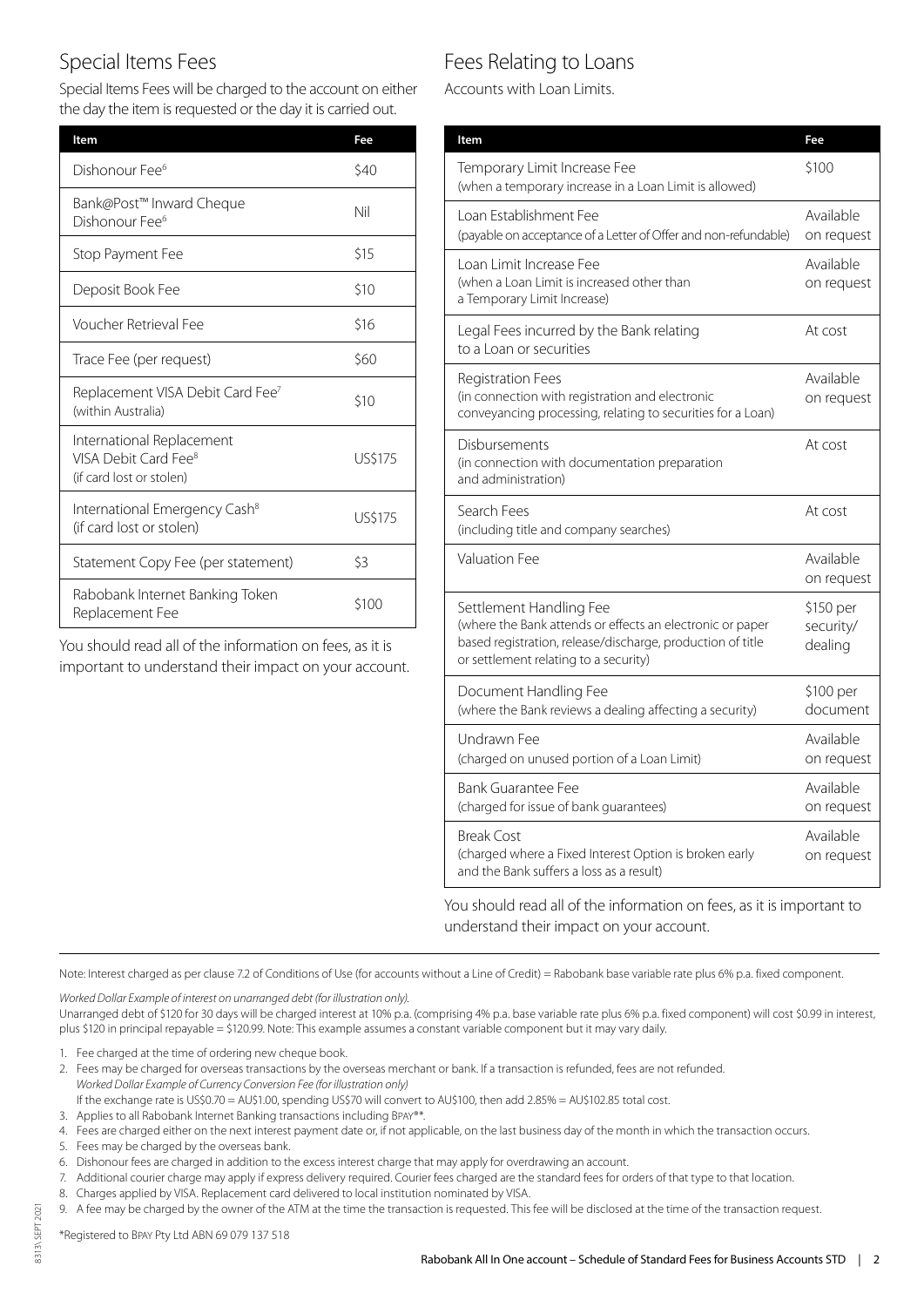## Special Items Fees

Special Items Fees will be charged to the account on either the day the item is requested or the day it is carried out.

| Item | Fee |
|---|---|
| Dishonour Fee[6] | $40 |
| Bank@Post™ Inward Cheque Dishonour Fee[6] | Nil |
| Stop Payment Fee | $15 |
| Deposit Book Fee | $10 |
| Voucher Retrieval Fee | $16 |
| Trace Fee (per request) | $60 |
| Replacement VISA Debit Card Fee[7] (within Australia) | $10 |
| International Replacement VISA Debit Card Fee[8] (if card lost or stolen) | US$175 |
| International Emergency Cash[8] (if card lost or stolen) | US$175 |
| Statement Copy Fee (per statement) | $3 |
| Rabobank Internet Banking Token Replacement Fee | $100 |

You should read all of the information on fees, as it is important to understand their impact on your account.

## Fees Relating to Loans

Accounts with Loan Limits.

| Item | Fee |
|---|---|
| Temporary Limit Increase Fee (when a temporary increase in a Loan Limit is allowed) | $100 |
| Loan Establishment Fee (payable on acceptance of a Letter of Offer and non-refundable) | Available on request |
| Loan Limit Increase Fee (when a Loan Limit is increased other than a Temporary Limit Increase) | Available on request |
| Legal Fees incurred by the Bank relating to a Loan or securities | At cost |
| Registration Fees (in connection with registration and electronic conveyancing processing, relating to securities for a Loan) | Available on request |
| Disbursements (in connection with documentation preparation and administration) | At cost |
| Search Fees (including title and company searches) | At cost |
| Valuation Fee | Available on request |
| Settlement Handling Fee (where the Bank attends or effects an electronic or paper based registration, release/discharge, production of title or settlement relating to a security) | $150 per security/ dealing |
| Document Handling Fee (where the Bank reviews a dealing affecting a security) | $100 per document |
| Undrawn Fee (charged on unused portion of a Loan Limit) | Available on request |
| Bank Guarantee Fee (charged for issue of bank guarantees) | Available on request |
| Break Cost (charged where a Fixed Interest Option is broken early and the Bank suffers a loss as a result) | Available on request |

You should read all of the information on fees, as it is important to understand their impact on your account.

---

Note: Interest charged as per clause 7.2 of Conditions of Use (for accounts without a Line of Credit) = Rabobank base variable rate plus 6% p.a. fixed component.

*Worked Dollar Example of interest on unarranged debt (for illustration only).*

Unarranged debt of $120 for 30 days will be charged interest at 10% p.a. (comprising 4% p.a. base variable rate plus 6% p.a. fixed component) will cost $0.99 in interest, plus $120 in principal repayable = $120.99. Note: This example assumes a constant variable component but it may vary daily.

1. Fee charged at the time of ordering new cheque book.
2. Fees may be charged for overseas transactions by the overseas merchant or bank. If a transaction is refunded, fees are not refunded.
   *Worked Dollar Example of Currency Conversion Fee (for illustration only)*
   If the exchange rate is US$0.70 = AU$1.00, spending US$70 will convert to AU$100, then add 2.85% = AU$102.85 total cost.
3. Applies to all Rabobank Internet Banking transactions including BPAY®*.
4. Fees are charged either on the next interest payment date or, if not applicable, on the last business day of the month in which the transaction occurs.
5. Fees may be charged by the overseas bank.
6. Dishonour fees are charged in addition to the excess interest charge that may apply for overdrawing an account.
7. Additional courier charge may apply if express delivery required. Courier fees charged are the standard fees for orders of that type to that location.
8. Charges applied by VISA. Replacement card delivered to local institution nominated by VISA.
9. A fee may be charged by the owner of the ATM at the time the transaction is requested. This fee will be disclosed at the time of the transaction request.

*Registered to BPAY Pty Ltd ABN 69 079 137 518

8313\ SEPT 2021